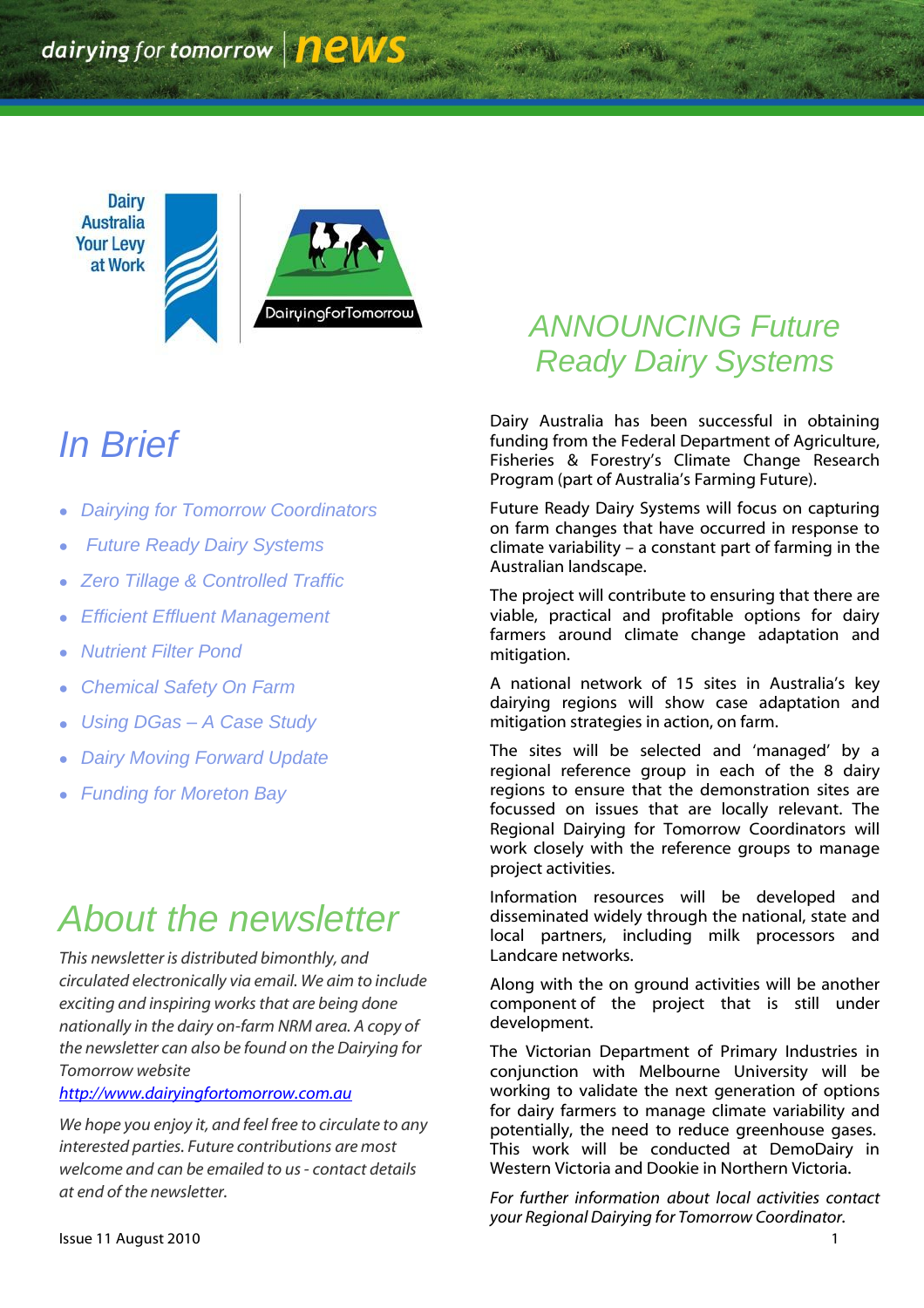dairying for tomorrow | news

Dairy Australia Your Levy at Work

DairyingForTomorrow

# In Brief

- *Dairying for Tomorrow Coordinators*
- *Future Ready Dairy Systems*
- *Zero Tillage & Controlled Traffic*
- *Efficient Effluent Management*
- *Nutrient Filter Pond*
- *Chemical Safety On Farm*
- *Using DGas – A Case Study*
- *Dairy Moving Forward Update*
- *Funding for Moreton Bay*

# About the newsletter

*This newsletter is distributed bimonthly, and circulated electronically via email. We aim to include exciting and inspiring works that are being done nationally in the dairy on-farm NRM area. A copy of the newsletter can also be found on the Dairying for Tomorrow website* [http://www.dairyingfortomorrow.com.au](http://www.dairyingfortomorrow.com.au)

*We hope you enjoy it, and feel free to circulate to any interested parties. Future contributions are most welcome and can be emailed to us - contact details at end of the newsletter.*

Issue 11 August 2010

# ANNOUNCING Future Ready Dairy Systems

Dairy Australia has been successful in obtaining funding from the Federal Department of Agriculture, Fisheries & Forestry's Climate Change Research Program (part of Australia's Farming Future).

Future Ready Dairy Systems will focus on capturing on farm changes that have occurred in response to climate variability – a constant part of farming in the Australian landscape.

The project will contribute to ensuring that there are viable, practical and profitable options for dairy farmers around climate change adaptation and mitigation.

A national network of 15 sites in Australia's key dairying regions will show case adaptation and mitigation strategies in action, on farm.

The sites will be selected and 'managed' by a regional reference group in each of the 8 dairy regions to ensure that the demonstration sites are focussed on issues that are locally relevant. The Regional Dairying for Tomorrow Coordinators will work closely with the reference groups to manage project activities.

Information resources will be developed and disseminated widely through the national, state and local partners, including milk processors and Landcare networks.

Along with the on ground activities will be another component of the project that is still under development.

The Victorian Department of Primary Industries in conjunction with Melbourne University will be working to validate the next generation of options for dairy farmers to manage climate variability and potentially, the need to reduce greenhouse gases. This work will be conducted at DemoDairy in Western Victoria and Dookie in Northern Victoria.

*For further information about local activities contact your Regional Dairying for Tomorrow Coordinator.*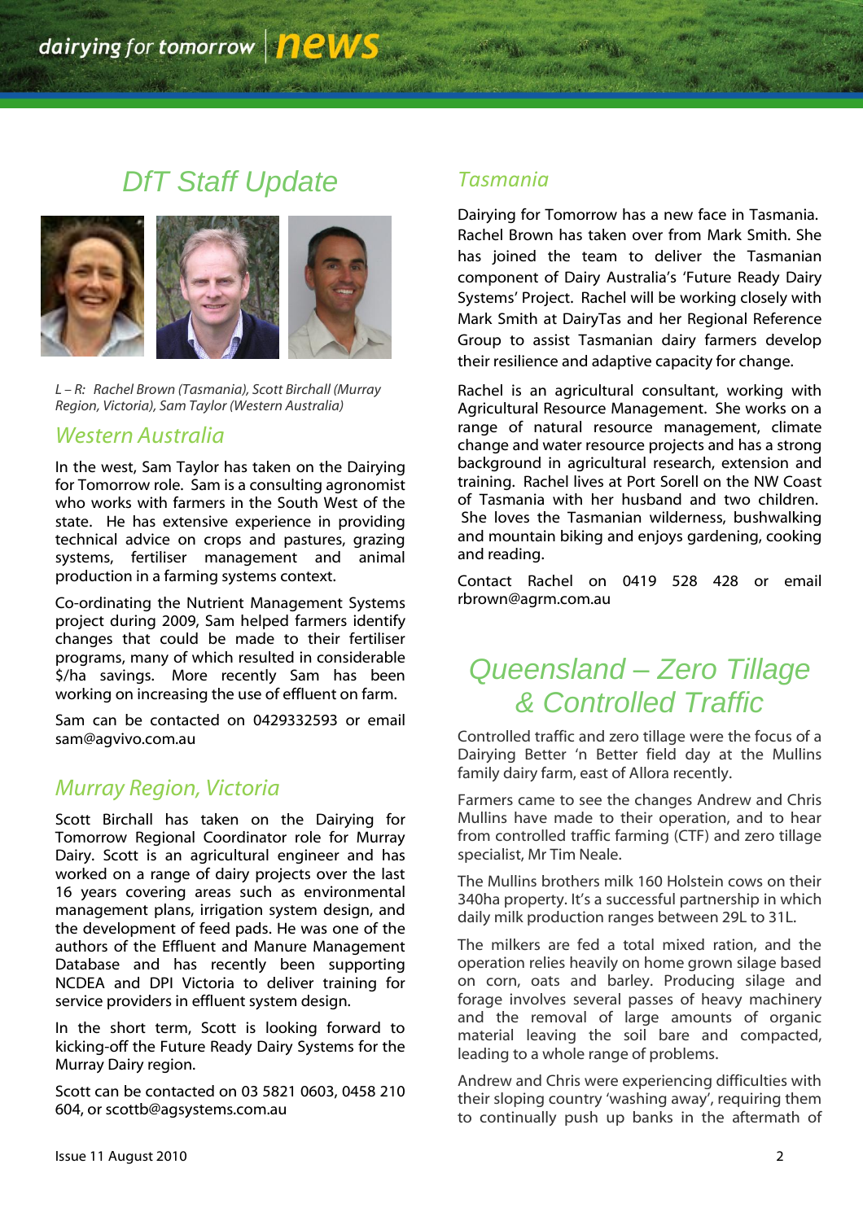# DfT Staff Update

*L – R: Rachel Brown (Tasmania), Scott Birchall (Murray Region, Victoria), Sam Taylor (Western Australia)*

## Western Australia

In the west, Sam Taylor has taken on the Dairying for Tomorrow role. Sam is a consulting agronomist who works with farmers in the South West of the state. He has extensive experience in providing technical advice on crops and pastures, grazing systems, fertiliser management and animal production in a farming systems context.

Co-ordinating the Nutrient Management Systems project during 2009, Sam helped farmers identify changes that could be made to their fertiliser programs, many of which resulted in considerable $/ha savings. More recently Sam has been working on increasing the use of effluent on farm.

Sam can be contacted on 0429332593 or email sam@agvivo.com.au

## Murray Region, Victoria

Scott Birchall has taken on the Dairying for Tomorrow Regional Coordinator role for Murray Dairy. Scott is an agricultural engineer and has worked on a range of dairy projects over the last 16 years covering areas such as environmental management plans, irrigation system design, and the development of feed pads. He was one of the authors of the Effluent and Manure Management Database and has recently been supporting NCDEA and DPI Victoria to deliver training for service providers in effluent system design.

In the short term, Scott is looking forward to kicking-off the Future Ready Dairy Systems for the Murray Dairy region.

Scott can be contacted on 03 5821 0603, 0458 210 604, or scottb@agsystems.com.au

## Tasmania

Dairying for Tomorrow has a new face in Tasmania. Rachel Brown has taken over from Mark Smith. She has joined the team to deliver the Tasmanian component of Dairy Australia's 'Future Ready Dairy Systems' Project. Rachel will be working closely with Mark Smith at DairyTas and her Regional Reference Group to assist Tasmanian dairy farmers develop their resilience and adaptive capacity for change.

Rachel is an agricultural consultant, working with Agricultural Resource Management. She works on a range of natural resource management, climate change and water resource projects and has a strong background in agricultural research, extension and training. Rachel lives at Port Sorell on the NW Coast of Tasmania with her husband and two children. She loves the Tasmanian wilderness, bushwalking and mountain biking and enjoys gardening, cooking and reading.

Contact Rachel on 0419 528 428 or email rbrown@agrm.com.au

# Queensland – Zero Tillage & Controlled Traffic

Controlled traffic and zero tillage were the focus of a Dairying Better 'n Better field day at the Mullins family dairy farm, east of Allora recently.

Farmers came to see the changes Andrew and Chris Mullins have made to their operation, and to hear from controlled traffic farming (CTF) and zero tillage specialist, Mr Tim Neale.

The Mullins brothers milk 160 Holstein cows on their 340ha property. It's a successful partnership in which daily milk production ranges between 29L to 31L.

The milkers are fed a total mixed ration, and the operation relies heavily on home grown silage based on corn, oats and barley. Producing silage and forage involves several passes of heavy machinery and the removal of large amounts of organic material leaving the soil bare and compacted, leading to a whole range of problems.

Andrew and Chris were experiencing difficulties with their sloping country 'washing away', requiring them to continually push up banks in the aftermath of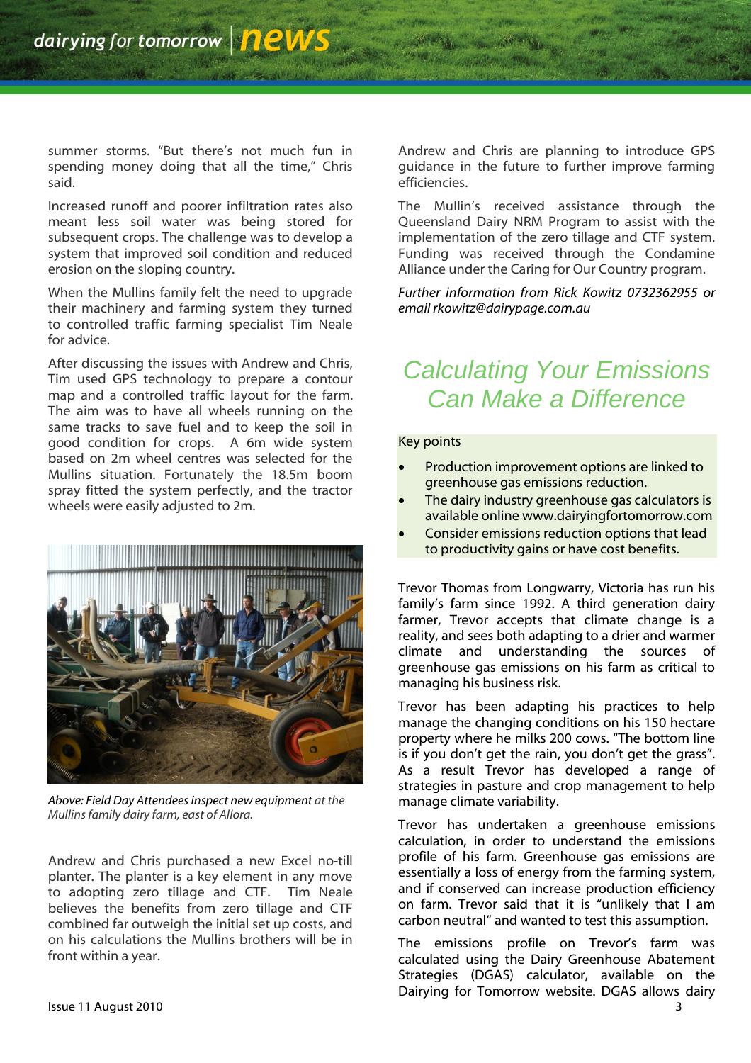summer storms. "But there's not much fun in spending money doing that all the time," Chris said.

Increased runoff and poorer infiltration rates also meant less soil water was being stored for subsequent crops. The challenge was to develop a system that improved soil condition and reduced erosion on the sloping country.

When the Mullins family felt the need to upgrade their machinery and farming system they turned to controlled traffic farming specialist Tim Neale for advice.

After discussing the issues with Andrew and Chris, Tim used GPS technology to prepare a contour map and a controlled traffic layout for the farm. The aim was to have all wheels running on the same tracks to save fuel and to keep the soil in good condition for crops. A 6m wide system based on 2m wheel centres was selected for the Mullins situation. Fortunately the 18.5m boom spray fitted the system perfectly, and the tractor wheels were easily adjusted to 2m.

*Above: Field Day Attendees inspect new equipment at the Mullins family dairy farm, east of Allora.*

Andrew and Chris purchased a new Excel no-till planter. The planter is a key element in any move to adopting zero tillage and CTF. Tim Neale believes the benefits from zero tillage and CTF combined far outweigh the initial set up costs, and on his calculations the Mullins brothers will be in front within a year.

Andrew and Chris are planning to introduce GPS guidance in the future to further improve farming efficiencies.

The Mullin's received assistance through the Queensland Dairy NRM Program to assist with the implementation of the zero tillage and CTF system. Funding was received through the Condamine Alliance under the Caring for Our Country program.

*Further information from Rick Kowitz 0732362955 or email rkowitz@dairypage.com.au*

## Calculating Your Emissions Can Make a Difference

Key points

- Production improvement options are linked to greenhouse gas emissions reduction.
- The dairy industry greenhouse gas calculators is available online www.dairyingfortomorrow.com
- Consider emissions reduction options that lead to productivity gains or have cost benefits.

Trevor Thomas from Longwarry, Victoria has run his family's farm since 1992. A third generation dairy farmer, Trevor accepts that climate change is a reality, and sees both adapting to a drier and warmer climate and understanding the sources of greenhouse gas emissions on his farm as critical to managing his business risk.

Trevor has been adapting his practices to help manage the changing conditions on his 150 hectare property where he milks 200 cows. "The bottom line is if you don't get the rain, you don't get the grass". As a result Trevor has developed a range of strategies in pasture and crop management to help manage climate variability.

Trevor has undertaken a greenhouse emissions calculation, in order to understand the emissions profile of his farm. Greenhouse gas emissions are essentially a loss of energy from the farming system, and if conserved can increase production efficiency on farm. Trevor said that it is "unlikely that I am carbon neutral" and wanted to test this assumption.

The emissions profile on Trevor's farm was calculated using the Dairy Greenhouse Abatement Strategies (DGAS) calculator, available on the Dairying for Tomorrow website. DGAS allows dairy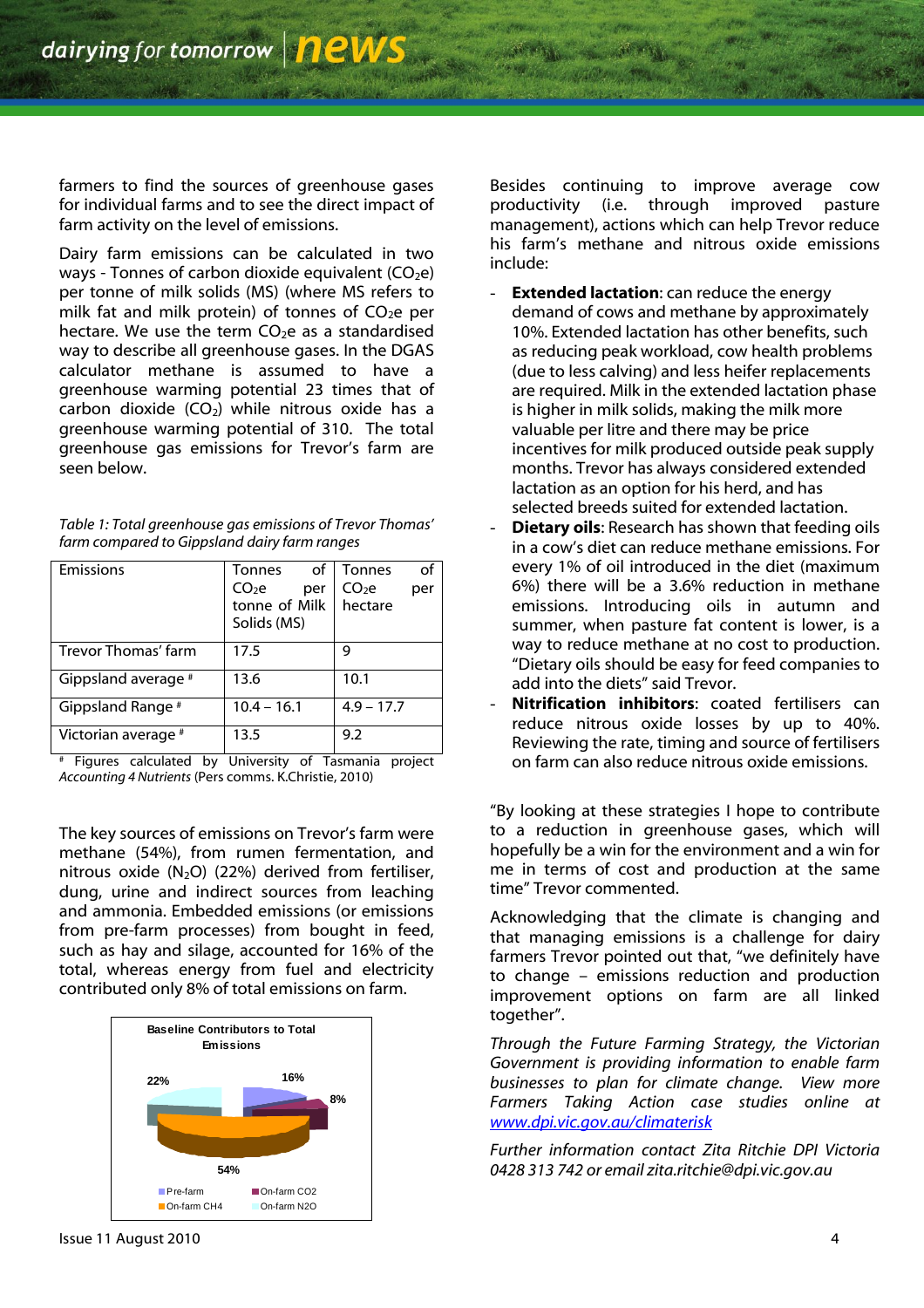farmers to find the sources of greenhouse gases for individual farms and to see the direct impact of farm activity on the level of emissions.

Dairy farm emissions can be calculated in two ways - Tonnes of carbon dioxide equivalent ($CO_2e$) per tonne of milk solids (MS) (where MS refers to milk fat and milk protein) of tonnes of $CO_2e$ per hectare. We use the term $CO_2e$ as a standardised way to describe all greenhouse gases. In the DGAS calculator methane is assumed to have a greenhouse warming potential 23 times that of carbon dioxide ($CO_2$) while nitrous oxide has a greenhouse warming potential of 310. The total greenhouse gas emissions for Trevor's farm are seen below.

*Table 1: Total greenhouse gas emissions of Trevor Thomas' farm compared to Gippsland dairy farm ranges*

| Emissions | Tonnes of $CO_2e$ per tonne of Milk Solids (MS) | Tonnes of $CO_2e$ per hectare |
|---|---|---|
| Trevor Thomas' farm | 17.5 | 9 |
| Gippsland average # | 13.6 | 10.1 |
| Gippsland Range # | 10.4 – 16.1 | 4.9 – 17.7 |
| Victorian average # | 13.5 | 9.2 |

# Figures calculated by University of Tasmania project *Accounting 4 Nutrients* (Pers comms. K.Christie, 2010)

The key sources of emissions on Trevor's farm were methane (54%), from rumen fermentation, and nitrous oxide ($N_2O$) (22%) derived from fertiliser, dung, urine and indirect sources from leaching and ammonia. Embedded emissions (or emissions from pre-farm processes) from bought in feed, such as hay and silage, accounted for 16% of the total, whereas energy from fuel and electricity contributed only 8% of total emissions on farm.

**Baseline Contributors to Total Emissions**

- Pre-farm: 16%
- On-farm CO2: 8%
- On-farm CH4: 54%
- On-farm N2O: 22%

Besides continuing to improve average cow productivity (i.e. through improved pasture management), actions which can help Trevor reduce his farm's methane and nitrous oxide emissions include:

- **Extended lactation**: can reduce the energy demand of cows and methane by approximately 10%. Extended lactation has other benefits, such as reducing peak workload, cow health problems (due to less calving) and less heifer replacements are required. Milk in the extended lactation phase is higher in milk solids, making the milk more valuable per litre and there may be price incentives for milk produced outside peak supply months. Trevor has always considered extended lactation as an option for his herd, and has selected breeds suited for extended lactation.
- **Dietary oils**: Research has shown that feeding oils in a cow's diet can reduce methane emissions. For every 1% of oil introduced in the diet (maximum 6%) there will be a 3.6% reduction in methane emissions. Introducing oils in autumn and summer, when pasture fat content is lower, is a way to reduce methane at no cost to production. "Dietary oils should be easy for feed companies to add into the diets" said Trevor.
- **Nitrification inhibitors**: coated fertilisers can reduce nitrous oxide losses by up to 40%. Reviewing the rate, timing and source of fertilisers on farm can also reduce nitrous oxide emissions.

"By looking at these strategies I hope to contribute to a reduction in greenhouse gases, which will hopefully be a win for the environment and a win for me in terms of cost and production at the same time" Trevor commented.

Acknowledging that the climate is changing and that managing emissions is a challenge for dairy farmers Trevor pointed out that, "we definitely have to change – emissions reduction and production improvement options on farm are all linked together".

*Through the Future Farming Strategy, the Victorian Government is providing information to enable farm businesses to plan for climate change. View more Farmers Taking Action case studies online at [www.dpi.vic.gov.au/climaterisk](www.dpi.vic.gov.au/climaterisk)*

*Further information contact Zita Ritchie DPI Victoria 0428 313 742 or email zita.ritchie@dpi.vic.gov.au*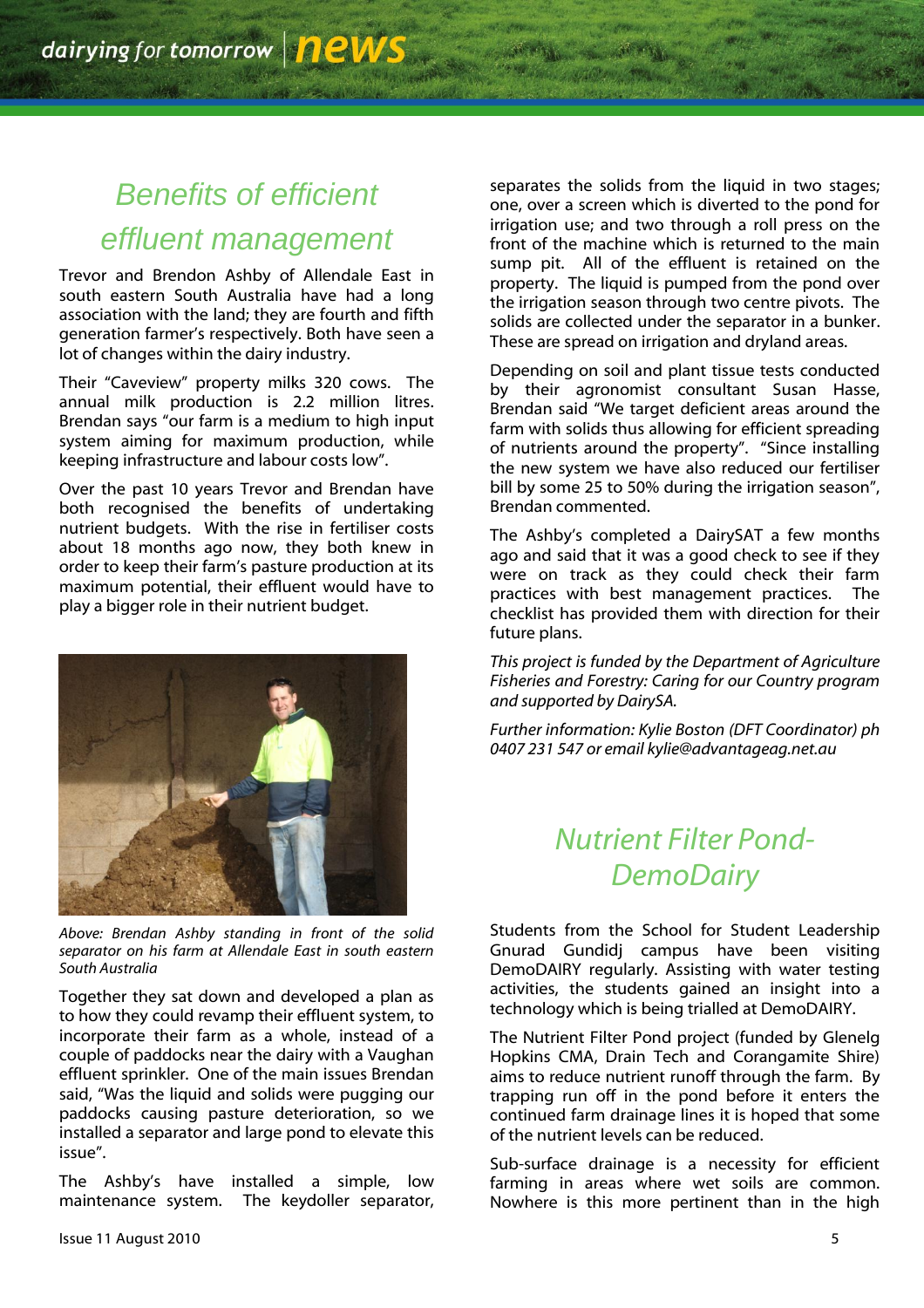# Benefits of efficient effluent management

Trevor and Brendon Ashby of Allendale East in south eastern South Australia have had a long association with the land; they are fourth and fifth generation farmer's respectively. Both have seen a lot of changes within the dairy industry.

Their "Caveview" property milks 320 cows. The annual milk production is 2.2 million litres. Brendan says "our farm is a medium to high input system aiming for maximum production, while keeping infrastructure and labour costs low".

Over the past 10 years Trevor and Brendan have both recognised the benefits of undertaking nutrient budgets. With the rise in fertiliser costs about 18 months ago now, they both knew in order to keep their farm's pasture production at its maximum potential, their effluent would have to play a bigger role in their nutrient budget.

*Above: Brendan Ashby standing in front of the solid separator on his farm at Allendale East in south eastern South Australia*

Together they sat down and developed a plan as to how they could revamp their effluent system, to incorporate their farm as a whole, instead of a couple of paddocks near the dairy with a Vaughan effluent sprinkler. One of the main issues Brendan said, "Was the liquid and solids were pugging our paddocks causing pasture deterioration, so we installed a separator and large pond to elevate this issue".

The Ashby's have installed a simple, low maintenance system. The keydoller separator, separates the solids from the liquid in two stages; one, over a screen which is diverted to the pond for irrigation use; and two through a roll press on the front of the machine which is returned to the main sump pit. All of the effluent is retained on the property. The liquid is pumped from the pond over the irrigation season through two centre pivots. The solids are collected under the separator in a bunker. These are spread on irrigation and dryland areas.

Depending on soil and plant tissue tests conducted by their agronomist consultant Susan Hasse, Brendan said "We target deficient areas around the farm with solids thus allowing for efficient spreading of nutrients around the property". "Since installing the new system we have also reduced our fertiliser bill by some 25 to 50% during the irrigation season", Brendan commented.

The Ashby's completed a DairySAT a few months ago and said that it was a good check to see if they were on track as they could check their farm practices with best management practices. The checklist has provided them with direction for their future plans.

*This project is funded by the Department of Agriculture Fisheries and Forestry: Caring for our Country program and supported by DairySA.*

*Further information: Kylie Boston (DFT Coordinator) ph 0407 231 547 or email kylie@advantageag.net.au*

# Nutrient Filter Pond-DemoDairy

Students from the School for Student Leadership Gnurad Gundidj campus have been visiting DemoDAIRY regularly. Assisting with water testing activities, the students gained an insight into a technology which is being trialled at DemoDAIRY.

The Nutrient Filter Pond project (funded by Glenelg Hopkins CMA, Drain Tech and Corangamite Shire) aims to reduce nutrient runoff through the farm. By trapping run off in the pond before it enters the continued farm drainage lines it is hoped that some of the nutrient levels can be reduced.

Sub-surface drainage is a necessity for efficient farming in areas where wet soils are common. Nowhere is this more pertinent than in the high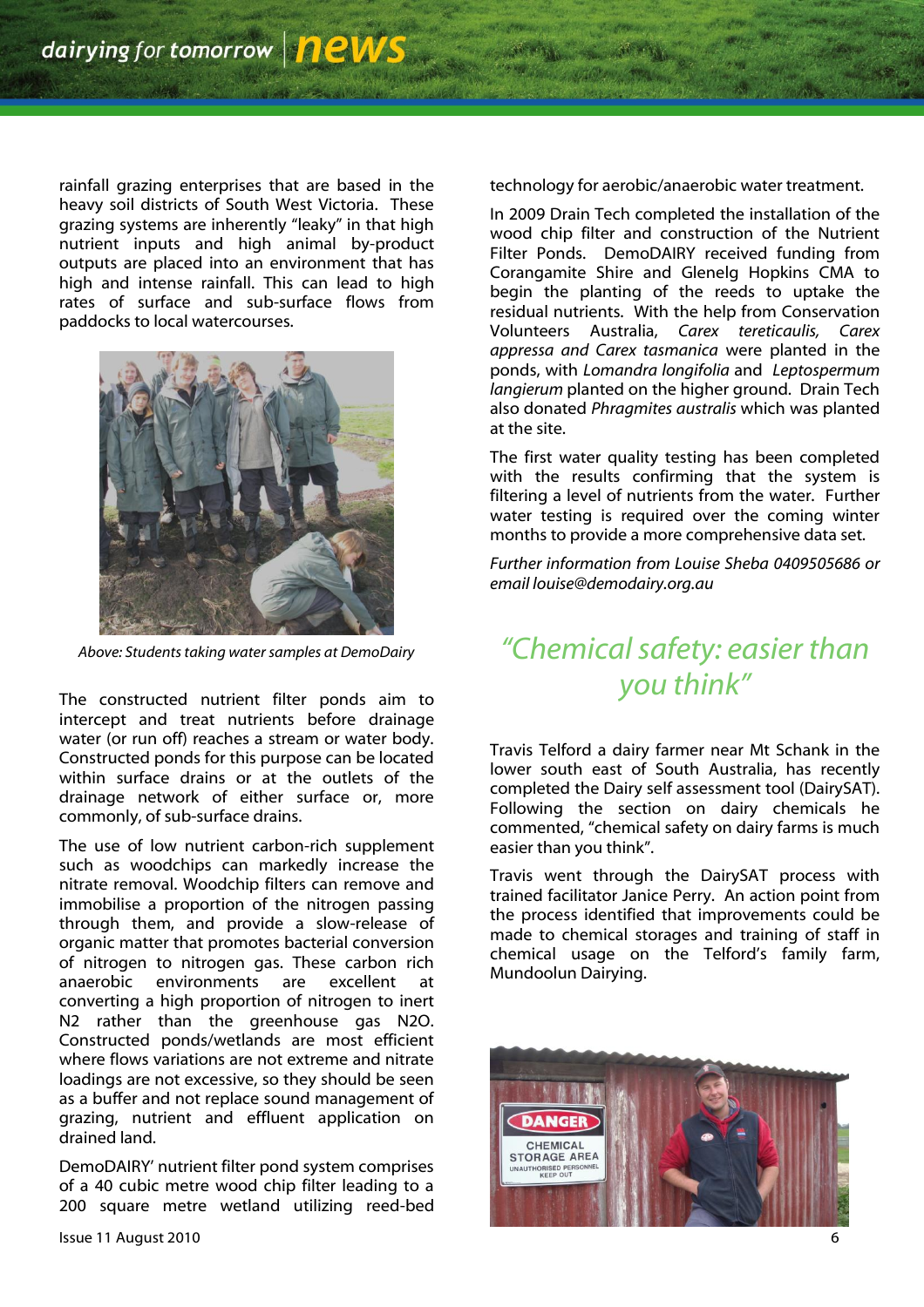rainfall grazing enterprises that are based in the heavy soil districts of South West Victoria. These grazing systems are inherently "leaky" in that high nutrient inputs and high animal by-product outputs are placed into an environment that has high and intense rainfall. This can lead to high rates of surface and sub-surface flows from paddocks to local watercourses.

*Above: Students taking water samples at DemoDairy*

The constructed nutrient filter ponds aim to intercept and treat nutrients before drainage water (or run off) reaches a stream or water body. Constructed ponds for this purpose can be located within surface drains or at the outlets of the drainage network of either surface or, more commonly, of sub-surface drains.

The use of low nutrient carbon-rich supplement such as woodchips can markedly increase the nitrate removal. Woodchip filters can remove and immobilise a proportion of the nitrogen passing through them, and provide a slow-release of organic matter that promotes bacterial conversion of nitrogen to nitrogen gas. These carbon rich anaerobic environments are excellent at converting a high proportion of nitrogen to inert $N_2$ rather than the greenhouse gas $N_2O$. Constructed ponds/wetlands are most efficient where flows variations are not extreme and nitrate loadings are not excessive, so they should be seen as a buffer and not replace sound management of grazing, nutrient and effluent application on drained land.

DemoDAIRY' nutrient filter pond system comprises of a 40 cubic metre wood chip filter leading to a 200 square metre wetland utilizing reed-bed technology for aerobic/anaerobic water treatment.

In 2009 Drain Tech completed the installation of the wood chip filter and construction of the Nutrient Filter Ponds. DemoDAIRY received funding from Corangamite Shire and Glenelg Hopkins CMA to begin the planting of the reeds to uptake the residual nutrients. With the help from Conservation Volunteers Australia, *Carex tereticaulis, Carex appressa and Carex tasmanica* were planted in the ponds, with *Lomandra longifolia* and *Leptospermum langierum* planted on the higher ground. Drain Tech also donated *Phragmites australis* which was planted at the site.

The first water quality testing has been completed with the results confirming that the system is filtering a level of nutrients from the water. Further water testing is required over the coming winter months to provide a more comprehensive data set.

*Further information from Louise Sheba 0409505686 or email louise@demodairy.org.au*

## "Chemical safety: easier than you think"

Travis Telford a dairy farmer near Mt Schank in the lower south east of South Australia, has recently completed the Dairy self assessment tool (DairySAT). Following the section on dairy chemicals he commented, "chemical safety on dairy farms is much easier than you think".

Travis went through the DairySAT process with trained facilitator Janice Perry. An action point from the process identified that improvements could be made to chemical storages and training of staff in chemical usage on the Telford's family farm, Mundoolun Dairying.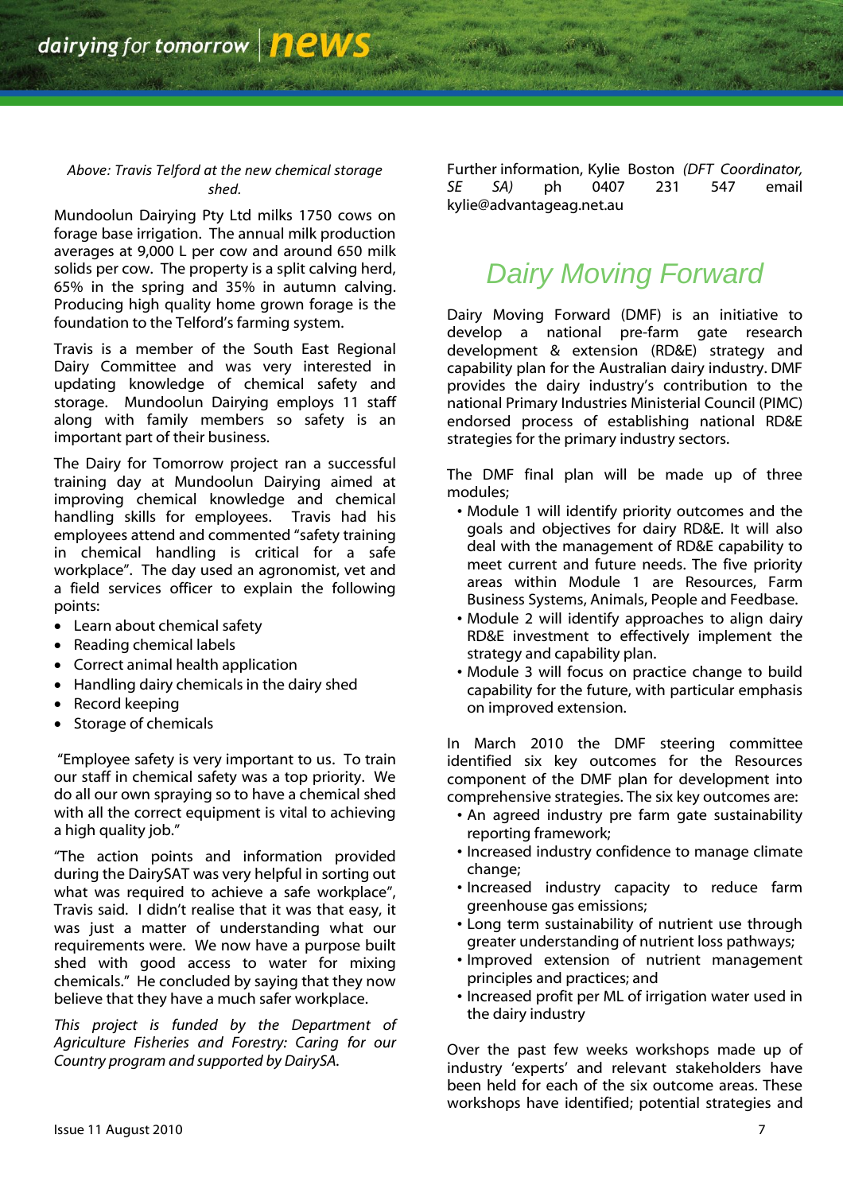*Above: Travis Telford at the new chemical storage shed.*

Mundoolun Dairying Pty Ltd milks 1750 cows on forage base irrigation. The annual milk production averages at 9,000 L per cow and around 650 milk solids per cow. The property is a split calving herd, 65% in the spring and 35% in autumn calving. Producing high quality home grown forage is the foundation to the Telford's farming system.

Travis is a member of the South East Regional Dairy Committee and was very interested in updating knowledge of chemical safety and storage. Mundoolun Dairying employs 11 staff along with family members so safety is an important part of their business.

The Dairy for Tomorrow project ran a successful training day at Mundoolun Dairying aimed at improving chemical knowledge and chemical handling skills for employees. Travis had his employees attend and commented "safety training in chemical handling is critical for a safe workplace". The day used an agronomist, vet and a field services officer to explain the following points:

- Learn about chemical safety
- Reading chemical labels
- Correct animal health application
- Handling dairy chemicals in the dairy shed
- Record keeping
- Storage of chemicals

"Employee safety is very important to us. To train our staff in chemical safety was a top priority. We do all our own spraying so to have a chemical shed with all the correct equipment is vital to achieving a high quality job."

"The action points and information provided during the DairySAT was very helpful in sorting out what was required to achieve a safe workplace", Travis said. I didn't realise that it was that easy, it was just a matter of understanding what our requirements were. We now have a purpose built shed with good access to water for mixing chemicals." He concluded by saying that they now believe that they have a much safer workplace.

*This project is funded by the Department of Agriculture Fisheries and Forestry: Caring for our Country program and supported by DairySA.*

Further information, Kylie Boston *(DFT Coordinator, SE SA)* ph 0407 231 547 email kylie@advantageag.net.au

## Dairy Moving Forward

Dairy Moving Forward (DMF) is an initiative to develop a national pre-farm gate research development & extension (RD&E) strategy and capability plan for the Australian dairy industry. DMF provides the dairy industry's contribution to the national Primary Industries Ministerial Council (PIMC) endorsed process of establishing national RD&E strategies for the primary industry sectors.

The DMF final plan will be made up of three modules;

- Module 1 will identify priority outcomes and the goals and objectives for dairy RD&E. It will also deal with the management of RD&E capability to meet current and future needs. The five priority areas within Module 1 are Resources, Farm Business Systems, Animals, People and Feedbase.
- Module 2 will identify approaches to align dairy RD&E investment to effectively implement the strategy and capability plan.
- Module 3 will focus on practice change to build capability for the future, with particular emphasis on improved extension.

In March 2010 the DMF steering committee identified six key outcomes for the Resources component of the DMF plan for development into comprehensive strategies. The six key outcomes are:

- An agreed industry pre farm gate sustainability reporting framework;
- Increased industry confidence to manage climate change;
- Increased industry capacity to reduce farm greenhouse gas emissions;
- Long term sustainability of nutrient use through greater understanding of nutrient loss pathways;
- Improved extension of nutrient management principles and practices; and
- Increased profit per ML of irrigation water used in the dairy industry

Over the past few weeks workshops made up of industry 'experts' and relevant stakeholders have been held for each of the six outcome areas. These workshops have identified; potential strategies and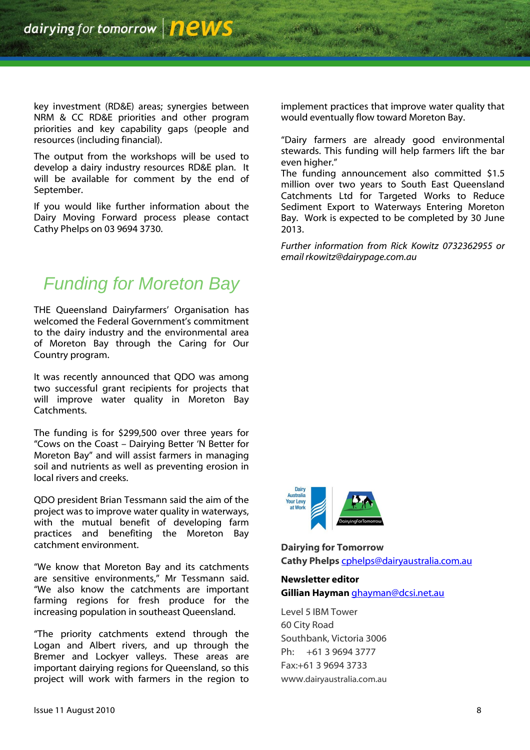key investment (RD&E) areas; synergies between NRM & CC RD&E priorities and other program priorities and key capability gaps (people and resources (including financial).

The output from the workshops will be used to develop a dairy industry resources RD&E plan. It will be available for comment by the end of September.

If you would like further information about the Dairy Moving Forward process please contact Cathy Phelps on 03 9694 3730.

## Funding for Moreton Bay

THE Queensland Dairyfarmers' Organisation has welcomed the Federal Government's commitment to the dairy industry and the environmental area of Moreton Bay through the Caring for Our Country program.

It was recently announced that QDO was among two successful grant recipients for projects that will improve water quality in Moreton Bay Catchments.

The funding is for $299,500 over three years for "Cows on the Coast – Dairying Better 'N Better for Moreton Bay" and will assist farmers in managing soil and nutrients as well as preventing erosion in local rivers and creeks.

QDO president Brian Tessmann said the aim of the project was to improve water quality in waterways, with the mutual benefit of developing farm practices and benefiting the Moreton Bay catchment environment.

"We know that Moreton Bay and its catchments are sensitive environments," Mr Tessmann said. "We also know the catchments are important farming regions for fresh produce for the increasing population in southeast Queensland.

"The priority catchments extend through the Logan and Albert rivers, and up through the Bremer and Lockyer valleys. These areas are important dairying regions for Queensland, so this project will work with farmers in the region to implement practices that improve water quality that would eventually flow toward Moreton Bay.

"Dairy farmers are already good environmental stewards. This funding will help farmers lift the bar even higher."

The funding announcement also committed $1.5 million over two years to South East Queensland Catchments Ltd for Targeted Works to Reduce Sediment Export to Waterways Entering Moreton Bay. Work is expected to be completed by 30 June 2013.

*Further information from Rick Kowitz 0732362955 or email rkowitz@dairypage.com.au*

Dairy Australia Your Levy at Work

DairyingForTomorrow

**Dairying for Tomorrow**
**Cathy Phelps** cphelps@dairyaustralia.com.au

**Newsletter editor**
**Gillian Hayman** ghayman@dcsi.net.au

Level 5 IBM Tower
60 City Road
Southbank, Victoria 3006
Ph: +61 3 9694 3777
Fax:+61 3 9694 3733
www.dairyaustralia.com.au